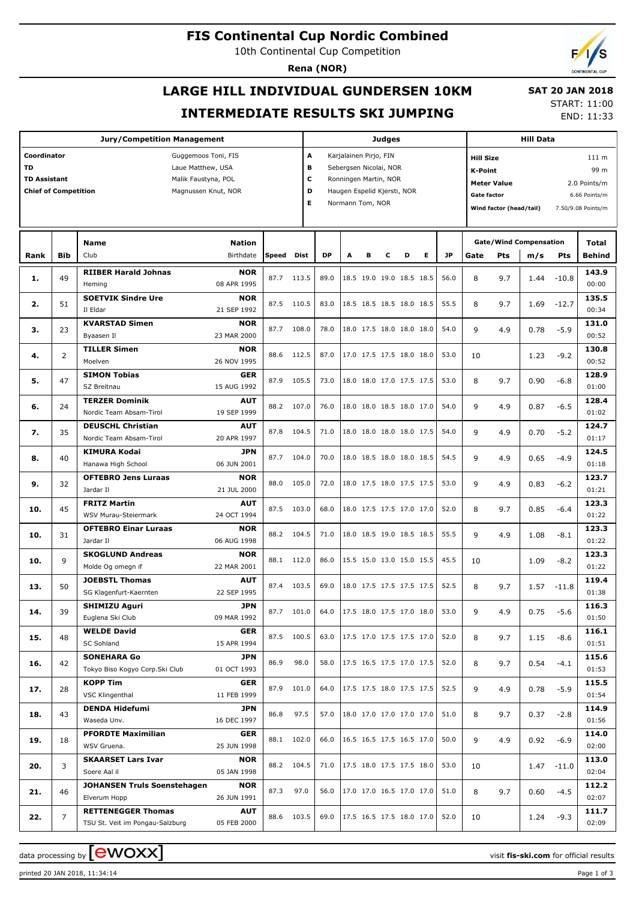# FIS Continental Cup Nordic Combined

10th Continental Cup Competition

**Rena (NOR)**

## LARGE HILL INDIVIDUAL GUNDERSEN 10KM

## INTERMEDIATE RESULTS SKI JUMPING

**SAT 20 JAN 2018**

START: 11:00

END: 11:33

| Jury/Competition Management | | Judges | | Hill Data | |
|---|---|---|---|---|---|
| Coordinator | Guggemoos Toni, FIS | A | Karjalainen Pirjo, FIN | Hill Size | 111 m |
| TD | Laue Matthew, USA | B | Sebergsen Nicolai, NOR | K-Point | 99 m |
| TD Assistant | Malik Faustyna, POL | C | Ronningen Martin, NOR | Meter Value | 2.0 Points/m |
| Chief of Competition | Magnussen Knut, NOR | D | Haugen Espelid Kjersti, NOR | Gate factor | 6.66 Points/m |
| | | E | Normann Tom, NOR | Wind factor (head/tail) | 7.50/9.08 Points/m |

| Rank | Bib | Name / Club | Nation / Birthdate | Speed | Dist | DP | A | B | C | D | E | JP | Gate | Pts | m/s | Pts | Total / Behind |
|---|---|---|---|---|---|---|---|---|---|---|---|---|---|---|---|---|---|
| 1. | 49 | RIIBER Harald Johnas / Heming | NOR / 08 APR 1995 | 87.7 | 113.5 | 89.0 | 18.5 | 19.0 | 19.0 | 18.5 | 18.5 | 56.0 | 8 | 9.7 | 1.44 | -10.8 | 143.9 / 00:00 |
| 2. | 51 | SOETVIK Sindre Ure / Il Eldar | NOR / 21 SEP 1992 | 87.5 | 110.5 | 83.0 | 18.5 | 18.5 | 18.5 | 18.0 | 18.5 | 55.5 | 8 | 9.7 | 1.69 | -12.7 | 135.5 / 00:34 |
| 3. | 23 | KVARSTAD Simen / Byaasen Il | NOR / 23 MAR 2000 | 87.7 | 108.0 | 78.0 | 18.0 | 17.5 | 18.0 | 18.0 | 18.0 | 54.0 | 9 | 4.9 | 0.78 | -5.9 | 131.0 / 00:52 |
| 4. | 2 | TILLER Simen / Moelven | NOR / 26 NOV 1995 | 88.6 | 112.5 | 87.0 | 17.0 | 17.5 | 17.5 | 18.0 | 18.0 | 53.0 | 10 | | 1.23 | -9.2 | 130.8 / 00:52 |
| 5. | 47 | SIMON Tobias / SZ Breitnau | GER / 15 AUG 1992 | 87.9 | 105.5 | 73.0 | 18.0 | 18.0 | 17.0 | 17.5 | 17.5 | 53.0 | 8 | 9.7 | 0.90 | -6.8 | 128.9 / 01:00 |
| 6. | 24 | TERZER Dominik / Nordic Team Absam-Tirol | AUT / 19 SEP 1999 | 88.2 | 107.0 | 76.0 | 18.0 | 18.0 | 18.5 | 18.0 | 17.0 | 54.0 | 9 | 4.9 | 0.87 | -6.5 | 128.4 / 01:02 |
| 7. | 35 | DEUSCHL Christian / Nordic Team Absam-Tirol | AUT / 20 APR 1997 | 87.8 | 104.5 | 71.0 | 18.0 | 18.0 | 18.0 | 18.0 | 17.5 | 54.0 | 9 | 4.9 | 0.70 | -5.2 | 124.7 / 01:17 |
| 8. | 40 | KIMURA Kodai / Hanawa High School | JPN / 06 JUN 2001 | 87.7 | 104.0 | 70.0 | 18.0 | 18.5 | 18.0 | 18.0 | 18.5 | 54.5 | 9 | 4.9 | 0.65 | -4.9 | 124.5 / 01:18 |
| 9. | 32 | OFTEBRO Jens Luraas / Jardar Il | NOR / 21 JUL 2000 | 88.0 | 105.0 | 72.0 | 18.0 | 17.5 | 18.0 | 17.5 | 17.5 | 53.0 | 9 | 4.9 | 0.83 | -6.2 | 123.7 / 01:21 |
| 10. | 45 | FRITZ Martin / WSV Murau-Steiermark | AUT / 24 OCT 1994 | 87.5 | 103.0 | 68.0 | 18.0 | 17.5 | 17.5 | 17.0 | 17.0 | 52.0 | 8 | 9.7 | 0.85 | -6.4 | 123.3 / 01:22 |
| 10. | 31 | OFTEBRO Einar Luraas / Jardar Il | NOR / 06 AUG 1998 | 88.2 | 104.5 | 71.0 | 18.0 | 18.5 | 19.0 | 18.5 | 18.5 | 55.5 | 9 | 4.9 | 1.08 | -8.1 | 123.3 / 01:22 |
| 10. | 9 | SKOGLUND Andreas / Molde Og omegn if | NOR / 22 MAR 2001 | 88.1 | 112.0 | 86.0 | 15.5 | 15.0 | 13.0 | 15.0 | 15.5 | 45.5 | 10 | | 1.09 | -8.2 | 123.3 / 01:22 |
| 13. | 50 | JOEBSTL Thomas / SG Klagenfurt-Kaernten | AUT / 22 SEP 1995 | 87.4 | 103.5 | 69.0 | 18.0 | 17.5 | 17.5 | 17.5 | 17.5 | 52.5 | 8 | 9.7 | 1.57 | -11.8 | 119.4 / 01:38 |
| 14. | 39 | SHIMIZU Aguri / Euglena Ski Club | JPN / 09 MAR 1992 | 87.7 | 101.0 | 64.0 | 17.5 | 18.0 | 17.5 | 17.0 | 18.0 | 53.0 | 9 | 4.9 | 0.75 | -5.6 | 116.3 / 01:50 |
| 15. | 48 | WELDE David / SC Sohland | GER / 15 APR 1994 | 87.5 | 100.5 | 63.0 | 17.5 | 17.0 | 17.5 | 17.5 | 17.0 | 52.0 | 8 | 9.7 | 1.15 | -8.6 | 116.1 / 01:51 |
| 16. | 42 | SONEHARA Go / Tokyo Biso Kogyo Corp.Ski Club | JPN / 01 OCT 1993 | 86.9 | 98.0 | 58.0 | 17.5 | 16.5 | 17.5 | 17.0 | 17.5 | 52.0 | 8 | 9.7 | 0.54 | -4.1 | 115.6 / 01:53 |
| 17. | 28 | KOPP Tim / VSC Klingenthal | GER / 11 FEB 1999 | 87.9 | 101.0 | 64.0 | 17.5 | 17.5 | 18.0 | 17.5 | 17.5 | 52.5 | 9 | 4.9 | 0.78 | -5.9 | 115.5 / 01:54 |
| 18. | 43 | DENDA Hidefumi / Waseda Unv. | JPN / 16 DEC 1997 | 86.8 | 97.5 | 57.0 | 18.0 | 17.0 | 17.0 | 17.0 | 17.0 | 51.0 | 8 | 9.7 | 0.37 | -2.8 | 114.9 / 01:56 |
| 19. | 18 | PFORDTE Maximilian / WSV Gruena. | GER / 25 JUN 1998 | 88.1 | 102.0 | 66.0 | 16.5 | 16.5 | 17.5 | 16.5 | 17.0 | 50.0 | 9 | 4.9 | 0.92 | -6.9 | 114.0 / 02:00 |
| 20. | 3 | SKAARSET Lars Ivar / Soere Aal il | NOR / 05 JAN 1998 | 88.2 | 104.5 | 71.0 | 17.5 | 18.0 | 17.5 | 17.5 | 18.0 | 53.0 | 10 | | 1.47 | -11.0 | 113.0 / 02:04 |
| 21. | 46 | JOHANSEN Truls Soenstehagen / Elverum Hopp | NOR / 26 JUN 1991 | 87.3 | 97.0 | 56.0 | 17.0 | 17.0 | 16.5 | 17.0 | 17.0 | 51.0 | 8 | 9.7 | 0.60 | -4.5 | 112.2 / 02:07 |
| 22. | 7 | RETTENEGGER Thomas / TSU St. Veit im Pongau-Salzburg | AUT / 05 FEB 2000 | 88.6 | 103.5 | 69.0 | 17.5 | 16.5 | 17.5 | 18.0 | 17.0 | 52.0 | 10 | | 1.24 | -9.3 | 111.7 / 02:09 |

data processing by ewoxx — visit fis-ski.com for official results

printed 20 JAN 2018, 11:34:14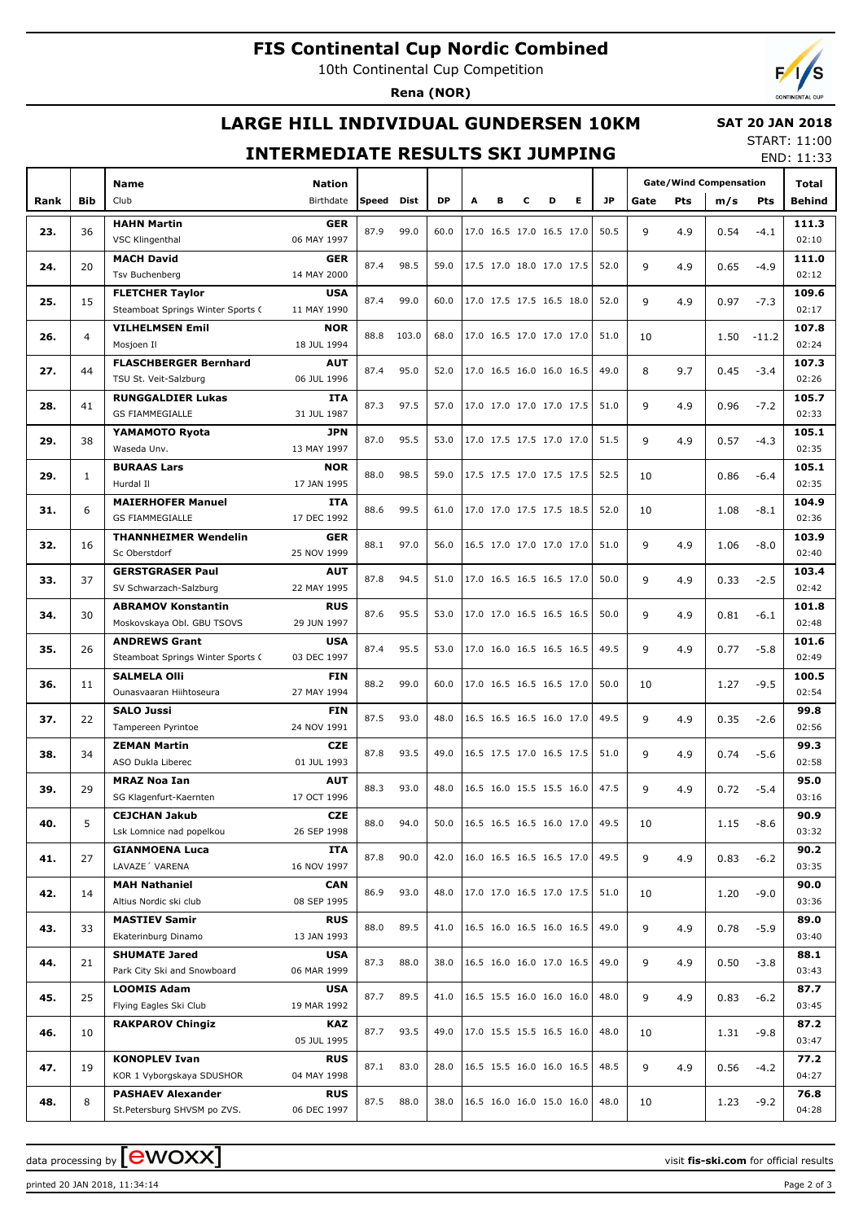# FIS Continental Cup Nordic Combined

10th Continental Cup Competition

**Rena (NOR)**

## LARGE HILL INDIVIDUAL GUNDERSEN 10KM

## INTERMEDIATE RESULTS SKI JUMPING

**SAT 20 JAN 2018**

START: 11:00
END: 11:33

| Rank | Bib | Name / Club | Nation / Birthdate | Speed | Dist | DP | A | B | C | D | E | JP | Gate | Pts | m/s | Pts | Total / Behind |
|---|---|---|---|---|---|---|---|---|---|---|---|---|---|---|---|---|---|
| 23. | 36 | **HAHN Martin** VSC Klingenthal | **GER** 06 MAY 1997 | 87.9 | 99.0 | 60.0 | 17.0 | 16.5 | 17.0 | 16.5 | 17.0 | 50.5 | 9 | 4.9 | 0.54 | -4.1 | **111.3** 02:10 |
| 24. | 20 | **MACH David** Tsv Buchenberg | **GER** 14 MAY 2000 | 87.4 | 98.5 | 59.0 | 17.5 | 17.0 | 18.0 | 17.0 | 17.5 | 52.0 | 9 | 4.9 | 0.65 | -4.9 | **111.0** 02:12 |
| 25. | 15 | **FLETCHER Taylor** Steamboat Springs Winter Sports ( | **USA** 11 MAY 1990 | 87.4 | 99.0 | 60.0 | 17.0 | 17.5 | 17.5 | 16.5 | 18.0 | 52.0 | 9 | 4.9 | 0.97 | -7.3 | **109.6** 02:17 |
| 26. | 4 | **VILHELMSEN Emil** Mosjoen Il | **NOR** 18 JUL 1994 | 88.8 | 103.0 | 68.0 | 17.0 | 16.5 | 17.0 | 17.0 | 17.0 | 51.0 | 10 | | 1.50 | -11.2 | **107.8** 02:24 |
| 27. | 44 | **FLASCHBERGER Bernhard** TSU St. Veit-Salzburg | **AUT** 06 JUL 1996 | 87.4 | 95.0 | 52.0 | 17.0 | 16.5 | 16.0 | 16.0 | 16.5 | 49.0 | 8 | 9.7 | 0.45 | -3.4 | **107.3** 02:26 |
| 28. | 41 | **RUNGGALDIER Lukas** GS FIAMMEGIALLE | **ITA** 31 JUL 1987 | 87.3 | 97.5 | 57.0 | 17.0 | 17.0 | 17.0 | 17.0 | 17.5 | 51.0 | 9 | 4.9 | 0.96 | -7.2 | **105.7** 02:33 |
| 29. | 38 | **YAMAMOTO Ryota** Waseda Unv. | **JPN** 13 MAY 1997 | 87.0 | 95.5 | 53.0 | 17.0 | 17.5 | 17.5 | 17.0 | 17.0 | 51.5 | 9 | 4.9 | 0.57 | -4.3 | **105.1** 02:35 |
| 29. | 1 | **BURAAS Lars** Hurdal Il | **NOR** 17 JAN 1995 | 88.0 | 98.5 | 59.0 | 17.5 | 17.5 | 17.0 | 17.5 | 17.5 | 52.5 | 10 | | 0.86 | -6.4 | **105.1** 02:35 |
| 31. | 6 | **MAIERHOFER Manuel** GS FIAMMEGIALLE | **ITA** 17 DEC 1992 | 88.6 | 99.5 | 61.0 | 17.0 | 17.0 | 17.5 | 17.5 | 18.5 | 52.0 | 10 | | 1.08 | -8.1 | **104.9** 02:36 |
| 32. | 16 | **THANNHEIMER Wendelin** Sc Oberstdorf | **GER** 25 NOV 1999 | 88.1 | 97.0 | 56.0 | 16.5 | 17.0 | 17.0 | 17.0 | 17.0 | 51.0 | 9 | 4.9 | 1.06 | -8.0 | **103.9** 02:40 |
| 33. | 37 | **GERSTGRASER Paul** SV Schwarzach-Salzburg | **AUT** 22 MAY 1995 | 87.8 | 94.5 | 51.0 | 17.0 | 16.5 | 16.5 | 16.5 | 17.0 | 50.0 | 9 | 4.9 | 0.33 | -2.5 | **103.4** 02:42 |
| 34. | 30 | **ABRAMOV Konstantin** Moskovskaya Obl. GBU TSOVS | **RUS** 29 JUN 1997 | 87.6 | 95.5 | 53.0 | 17.0 | 17.0 | 16.5 | 16.5 | 16.5 | 50.0 | 9 | 4.9 | 0.81 | -6.1 | **101.8** 02:48 |
| 35. | 26 | **ANDREWS Grant** Steamboat Springs Winter Sports ( | **USA** 03 DEC 1997 | 87.4 | 95.5 | 53.0 | 17.0 | 16.0 | 16.5 | 16.5 | 16.5 | 49.5 | 9 | 4.9 | 0.77 | -5.8 | **101.6** 02:49 |
| 36. | 11 | **SALMELA Olli** Ounasvaaran Hiihtoseura | **FIN** 27 MAY 1994 | 88.2 | 99.0 | 60.0 | 17.0 | 16.5 | 16.5 | 16.5 | 17.0 | 50.0 | 10 | | 1.27 | -9.5 | **100.5** 02:54 |
| 37. | 22 | **SALO Jussi** Tampereen Pyrintoe | **FIN** 24 NOV 1991 | 87.5 | 93.0 | 48.0 | 16.5 | 16.5 | 16.5 | 16.0 | 17.0 | 49.5 | 9 | 4.9 | 0.35 | -2.6 | **99.8** 02:56 |
| 38. | 34 | **ZEMAN Martin** ASO Dukla Liberec | **CZE** 01 JUL 1993 | 87.8 | 93.5 | 49.0 | 16.5 | 17.5 | 17.0 | 16.5 | 17.5 | 51.0 | 9 | 4.9 | 0.74 | -5.6 | **99.3** 02:58 |
| 39. | 29 | **MRAZ Noa Ian** SG Klagenfurt-Kaernten | **AUT** 17 OCT 1996 | 88.3 | 93.0 | 48.0 | 16.5 | 16.0 | 15.5 | 15.5 | 16.0 | 47.5 | 9 | 4.9 | 0.72 | -5.4 | **95.0** 03:16 |
| 40. | 5 | **CEJCHAN Jakub** Lsk Lomnice nad popelkou | **CZE** 26 SEP 1998 | 88.0 | 94.0 | 50.0 | 16.5 | 16.5 | 16.5 | 16.0 | 17.0 | 49.5 | 10 | | 1.15 | -8.6 | **90.9** 03:32 |
| 41. | 27 | **GIANMOENA Luca** LAVAZE´ VARENA | **ITA** 16 NOV 1997 | 87.8 | 90.0 | 42.0 | 16.0 | 16.5 | 16.5 | 16.5 | 17.0 | 49.5 | 9 | 4.9 | 0.83 | -6.2 | **90.2** 03:35 |
| 42. | 14 | **MAH Nathaniel** Altius Nordic ski club | **CAN** 08 SEP 1995 | 86.9 | 93.0 | 48.0 | 17.0 | 17.0 | 16.5 | 17.0 | 17.5 | 51.0 | 10 | | 1.20 | -9.0 | **90.0** 03:36 |
| 43. | 33 | **MASTIEV Samir** Ekaterinburg Dinamo | **RUS** 13 JAN 1993 | 88.0 | 89.5 | 41.0 | 16.5 | 16.0 | 16.5 | 16.0 | 16.5 | 49.0 | 9 | 4.9 | 0.78 | -5.9 | **89.0** 03:40 |
| 44. | 21 | **SHUMATE Jared** Park City Ski and Snowboard | **USA** 06 MAR 1999 | 87.3 | 88.0 | 38.0 | 16.5 | 16.0 | 16.0 | 17.0 | 16.5 | 49.0 | 9 | 4.9 | 0.50 | -3.8 | **88.1** 03:43 |
| 45. | 25 | **LOOMIS Adam** Flying Eagles Ski Club | **USA** 19 MAR 1992 | 87.7 | 89.5 | 41.0 | 16.5 | 15.5 | 16.0 | 16.0 | 16.0 | 48.0 | 9 | 4.9 | 0.83 | -6.2 | **87.7** 03:45 |
| 46. | 10 | **RAKPAROV Chingiz** | **KAZ** 05 JUL 1995 | 87.7 | 93.5 | 49.0 | 17.0 | 15.5 | 15.5 | 16.5 | 16.0 | 48.0 | 10 | | 1.31 | -9.8 | **87.2** 03:47 |
| 47. | 19 | **KONOPLEV Ivan** KOR 1 Vyborgskaya SDUSHOR | **RUS** 04 MAY 1998 | 87.1 | 83.0 | 28.0 | 16.5 | 15.5 | 16.0 | 16.0 | 16.5 | 48.5 | 9 | 4.9 | 0.56 | -4.2 | **77.2** 04:27 |
| 48. | 8 | **PASHAEV Alexander** St.Petersburg SHVSM po ZVS. | **RUS** 06 DEC 1997 | 87.5 | 88.0 | 38.0 | 16.5 | 16.0 | 16.0 | 15.0 | 16.0 | 48.0 | 10 | | 1.23 | -9.2 | **76.8** 04:28 |

data processing by ewoxx — visit **fis-ski.com** for official results

printed 20 JAN 2018, 11:34:14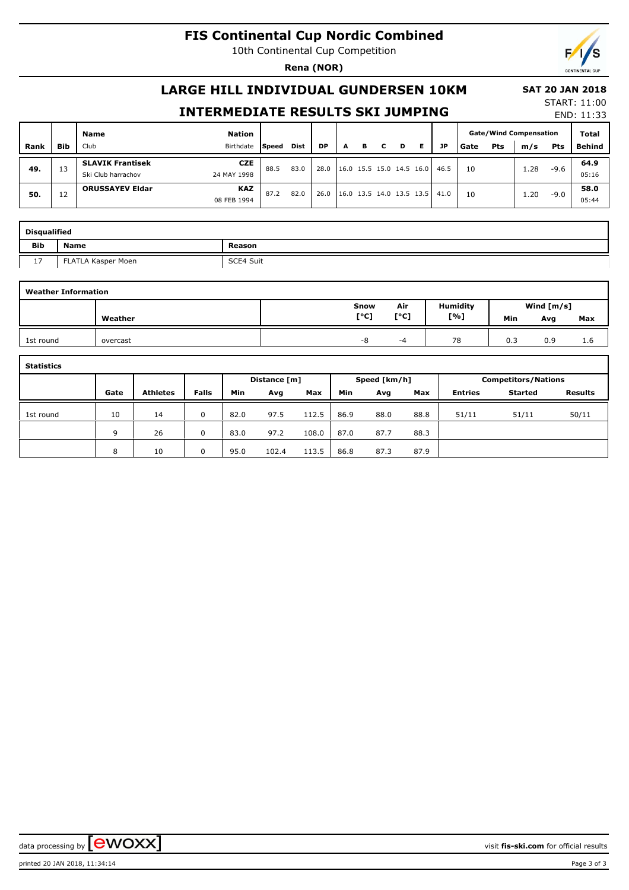# FIS Continental Cup Nordic Combined

10th Continental Cup Competition

**Rena (NOR)**

## LARGE HILL INDIVIDUAL GUNDERSEN 10KM

**SAT 20 JAN 2018**

START: 11:00

END: 11:33

## INTERMEDIATE RESULTS SKI JUMPING

| Rank | Bib | Name / Club | Nation / Birthdate | Speed | Dist | DP | A | B | C | D | E | JP | Gate | Pts | m/s | Pts | Total / Behind |
|---|---|---|---|---|---|---|---|---|---|---|---|---|---|---|---|---|---|
| 49. | 13 | **SLAVIK Frantisek** Ski Club harrachov | **CZE** 24 MAY 1998 | 88.5 | 83.0 | 28.0 | 16.0 | 15.5 | 15.0 | 14.5 | 16.0 | 46.5 | 10 | | 1.28 | -9.6 | **64.9** 05:16 |
| 50. | 12 | **ORUSSAYEV Eldar** | **KAZ** 08 FEB 1994 | 87.2 | 82.0 | 26.0 | 16.0 | 13.5 | 14.0 | 13.5 | 13.5 | 41.0 | 10 | | 1.20 | -9.0 | **58.0** 05:44 |

**Disqualified**

| Bib | Name | Reason |
|---|---|---|
| 17 | FLATLA Kasper Moen | SCE4 Suit |

**Weather Information**

| | Weather | Snow [°C] | Air [°C] | Humidity [%] | Wind [m/s] Min | Avg | Max |
|---|---|---|---|---|---|---|---|
| 1st round | overcast | -8 | -4 | 78 | 0.3 | 0.9 | 1.6 |

**Statistics**

| | Gate | Athletes | Falls | Distance [m] Min | Avg | Max | Speed [km/h] Min | Avg | Max | Entries | Started | Results |
|---|---|---|---|---|---|---|---|---|---|---|---|---|
| 1st round | 10 | 14 | 0 | 82.0 | 97.5 | 112.5 | 86.9 | 88.0 | 88.8 | 51/11 | 51/11 | 50/11 |
| | 9 | 26 | 0 | 83.0 | 97.2 | 108.0 | 87.0 | 87.7 | 88.3 | | | |
| | 8 | 10 | 0 | 95.0 | 102.4 | 113.5 | 86.8 | 87.3 | 87.9 | | | |

data processing by [ewoxx]

visit **fis-ski.com** for official results

printed 20 JAN 2018, 11:34:14